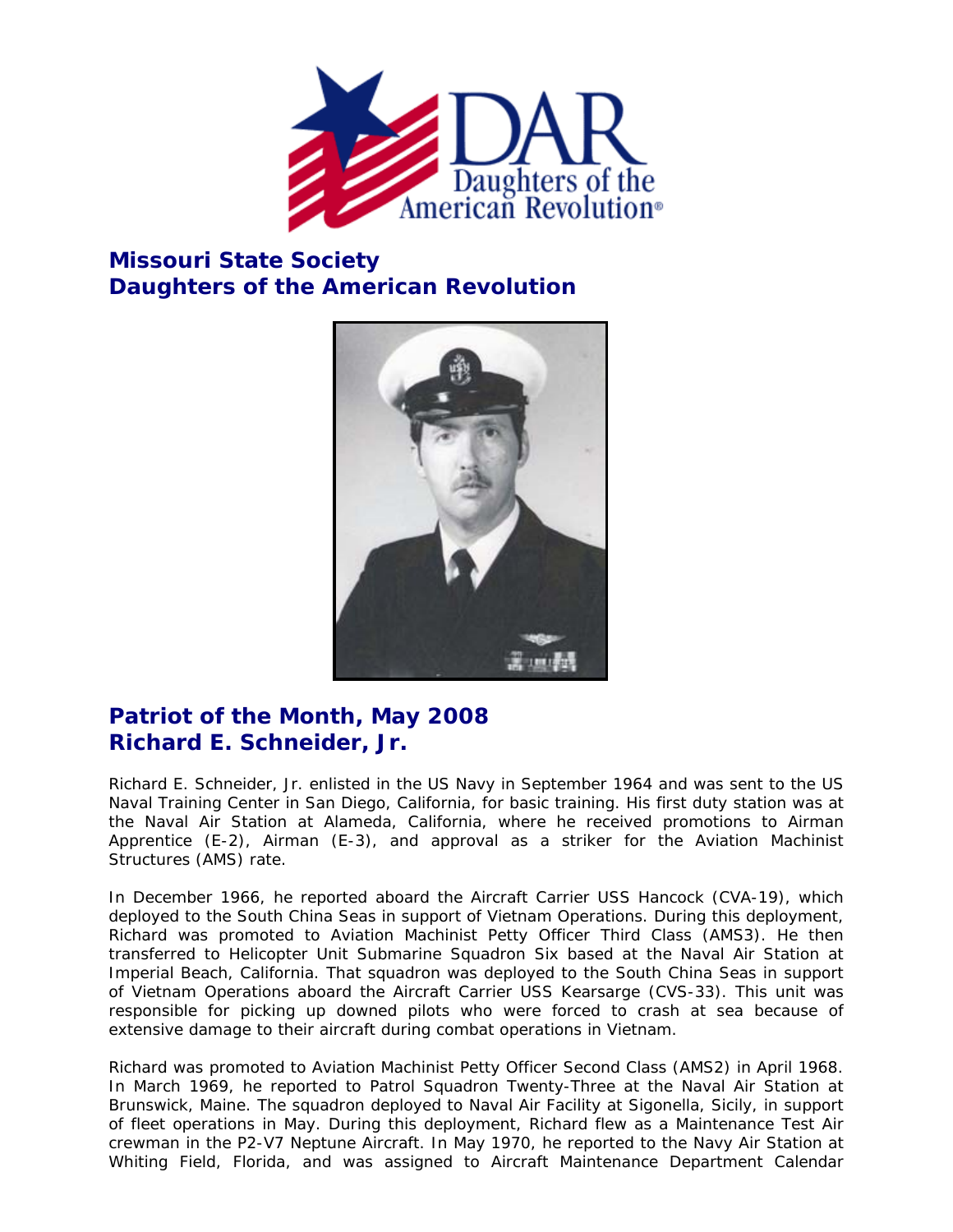## Missouri State Society
## Daughters of the American Revolution

## Patriot of the Month, May 2008
## Richard E. Schneider, Jr.

Richard E. Schneider, Jr. enlisted in the US Navy in September 1964 and was sent to the US Naval Training Center in San Diego, California, for basic training. His first duty station was at the Naval Air Station at Alameda, California, where he received promotions to Airman Apprentice (E-2), Airman (E-3), and approval as a striker for the Aviation Machinist Structures (AMS) rate.

In December 1966, he reported aboard the Aircraft Carrier USS Hancock (CVA-19), which deployed to the South China Seas in support of Vietnam Operations. During this deployment, Richard was promoted to Aviation Machinist Petty Officer Third Class (AMS3). He then transferred to Helicopter Unit Submarine Squadron Six based at the Naval Air Station at Imperial Beach, California. That squadron was deployed to the South China Seas in support of Vietnam Operations aboard the Aircraft Carrier USS Kearsarge (CVS-33). This unit was responsible for picking up downed pilots who were forced to crash at sea because of extensive damage to their aircraft during combat operations in Vietnam.

Richard was promoted to Aviation Machinist Petty Officer Second Class (AMS2) in April 1968. In March 1969, he reported to Patrol Squadron Twenty-Three at the Naval Air Station at Brunswick, Maine. The squadron deployed to Naval Air Facility at Sigonella, Sicily, in support of fleet operations in May. During this deployment, Richard flew as a Maintenance Test Air crewman in the P2-V7 Neptune Aircraft. In May 1970, he reported to the Navy Air Station at Whiting Field, Florida, and was assigned to Aircraft Maintenance Department Calendar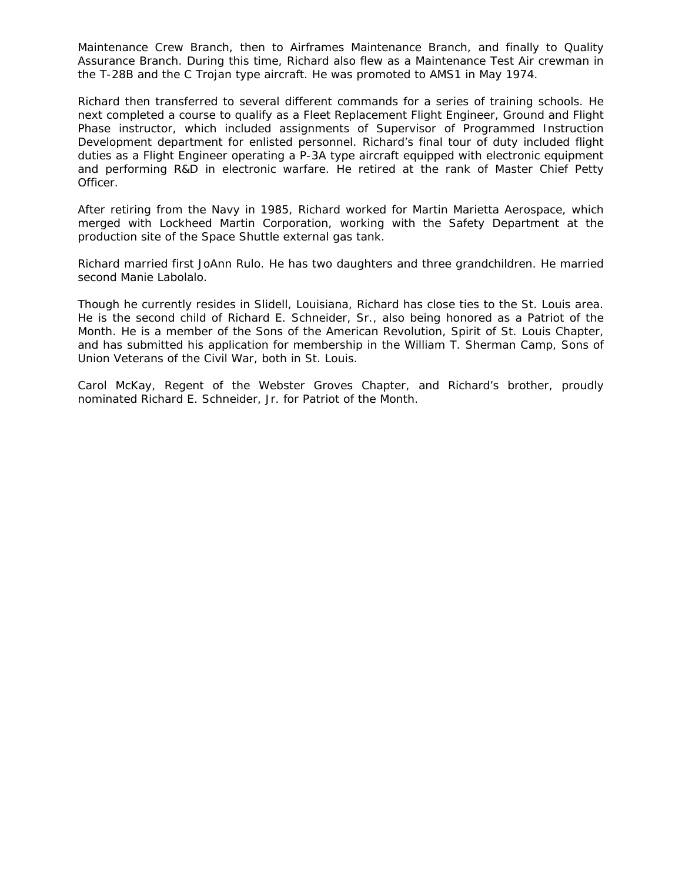Maintenance Crew Branch, then to Airframes Maintenance Branch, and finally to Quality Assurance Branch. During this time, Richard also flew as a Maintenance Test Air crewman in the T-28B and the C Trojan type aircraft. He was promoted to AMS1 in May 1974.

Richard then transferred to several different commands for a series of training schools. He next completed a course to qualify as a Fleet Replacement Flight Engineer, Ground and Flight Phase instructor, which included assignments of Supervisor of Programmed Instruction Development department for enlisted personnel. Richard's final tour of duty included flight duties as a Flight Engineer operating a P-3A type aircraft equipped with electronic equipment and performing R&D in electronic warfare. He retired at the rank of Master Chief Petty Officer.

After retiring from the Navy in 1985, Richard worked for Martin Marietta Aerospace, which merged with Lockheed Martin Corporation, working with the Safety Department at the production site of the Space Shuttle external gas tank.

Richard married first JoAnn Rulo. He has two daughters and three grandchildren. He married second Manie Labolalo.

Though he currently resides in Slidell, Louisiana, Richard has close ties to the St. Louis area. He is the second child of Richard E. Schneider, Sr., also being honored as a Patriot of the Month. He is a member of the Sons of the American Revolution, Spirit of St. Louis Chapter, and has submitted his application for membership in the William T. Sherman Camp, Sons of Union Veterans of the Civil War, both in St. Louis.

Carol McKay, Regent of the Webster Groves Chapter, and Richard's brother, proudly nominated Richard E. Schneider, Jr. for Patriot of the Month.